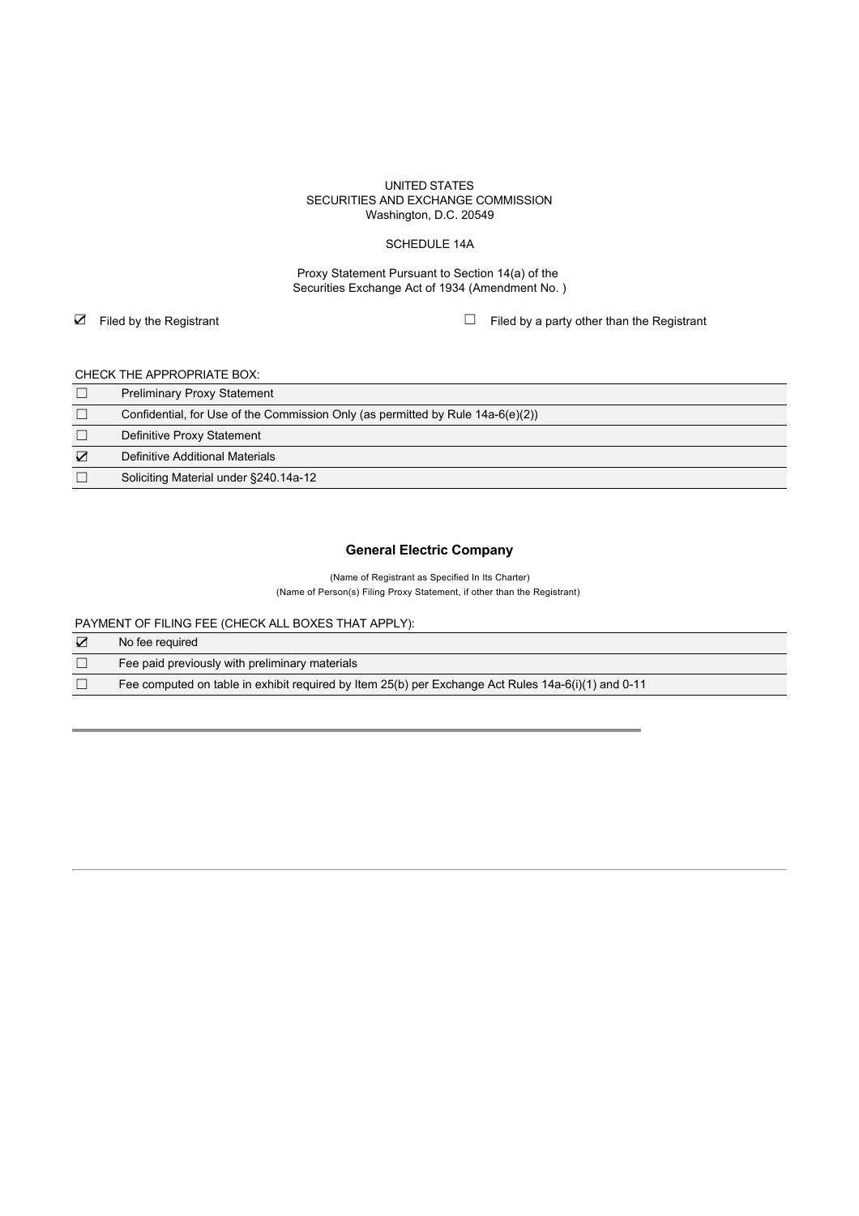UNITED STATES
SECURITIES AND EXCHANGE COMMISSION
Washington, D.C. 20549

SCHEDULE 14A

Proxy Statement Pursuant to Section 14(a) of the
Securities Exchange Act of 1934 (Amendment No. )

☑ Filed by the Registrant ☐ Filed by a party other than the Registrant

CHECK THE APPROPRIATE BOX:

| | |
|---|---|
| ☐ | Preliminary Proxy Statement |
| ☐ | Confidential, for Use of the Commission Only (as permitted by Rule 14a-6(e)(2)) |
| ☐ | Definitive Proxy Statement |
| ☑ | Definitive Additional Materials |
| ☐ | Soliciting Material under §240.14a-12 |

**General Electric Company**

(Name of Registrant as Specified In Its Charter)
(Name of Person(s) Filing Proxy Statement, if other than the Registrant)

PAYMENT OF FILING FEE (CHECK ALL BOXES THAT APPLY):

| | |
|---|---|
| ☑ | No fee required |
| ☐ | Fee paid previously with preliminary materials |
| ☐ | Fee computed on table in exhibit required by Item 25(b) per Exchange Act Rules 14a-6(i)(1) and 0-11 |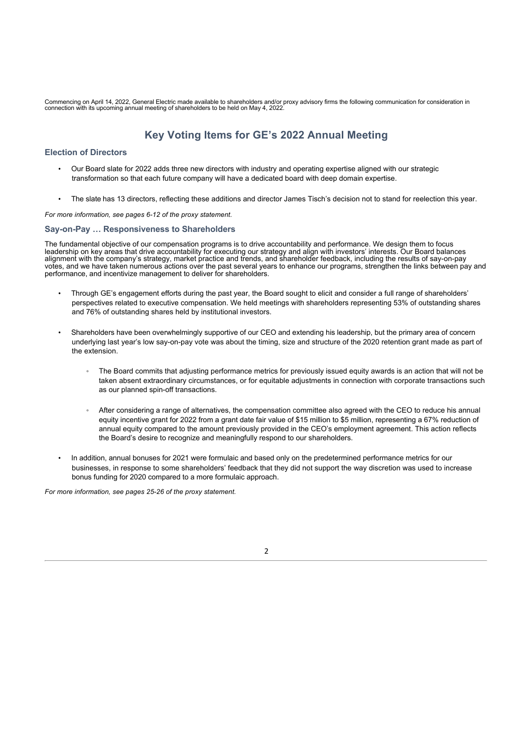Commencing on April 14, 2022, General Electric made available to shareholders and/or proxy advisory firms the following communication for consideration in connection with its upcoming annual meeting of shareholders to be held on May 4, 2022.

# Key Voting Items for GE's 2022 Annual Meeting

## Election of Directors

- Our Board slate for 2022 adds three new directors with industry and operating expertise aligned with our strategic transformation so that each future company will have a dedicated board with deep domain expertise.
- The slate has 13 directors, reflecting these additions and director James Tisch's decision not to stand for reelection this year.

*For more information, see pages 6-12 of the proxy statement.*

## Say-on-Pay … Responsiveness to Shareholders

The fundamental objective of our compensation programs is to drive accountability and performance. We design them to focus leadership on key areas that drive accountability for executing our strategy and align with investors' interests. Our Board balances alignment with the company's strategy, market practice and trends, and shareholder feedback, including the results of say-on-pay votes, and we have taken numerous actions over the past several years to enhance our programs, strengthen the links between pay and performance, and incentivize management to deliver for shareholders.

- Through GE's engagement efforts during the past year, the Board sought to elicit and consider a full range of shareholders' perspectives related to executive compensation. We held meetings with shareholders representing 53% of outstanding shares and 76% of outstanding shares held by institutional investors.
- Shareholders have been overwhelmingly supportive of our CEO and extending his leadership, but the primary area of concern underlying last year's low say-on-pay vote was about the timing, size and structure of the 2020 retention grant made as part of the extension.
    - The Board commits that adjusting performance metrics for previously issued equity awards is an action that will not be taken absent extraordinary circumstances, or for equitable adjustments in connection with corporate transactions such as our planned spin-off transactions.
    - After considering a range of alternatives, the compensation committee also agreed with the CEO to reduce his annual equity incentive grant for 2022 from a grant date fair value of $15 million to $5 million, representing a 67% reduction of annual equity compared to the amount previously provided in the CEO's employment agreement. This action reflects the Board's desire to recognize and meaningfully respond to our shareholders.
- In addition, annual bonuses for 2021 were formulaic and based only on the predetermined performance metrics for our businesses, in response to some shareholders' feedback that they did not support the way discretion was used to increase bonus funding for 2020 compared to a more formulaic approach.

*For more information, see pages 25-26 of the proxy statement.*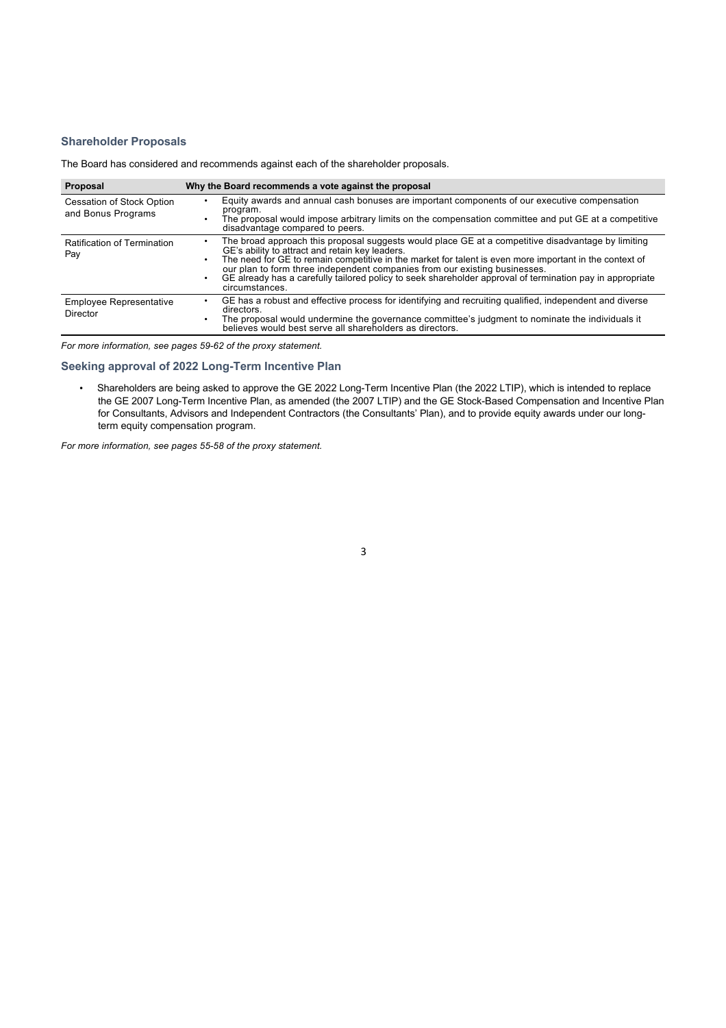## Shareholder Proposals

The Board has considered and recommends against each of the shareholder proposals.

| Proposal | Why the Board recommends a vote against the proposal |
| --- | --- |
| Cessation of Stock Option and Bonus Programs | • Equity awards and annual cash bonuses are important components of our executive compensation program.<br>• The proposal would impose arbitrary limits on the compensation committee and put GE at a competitive disadvantage compared to peers. |
| Ratification of Termination Pay | • The broad approach this proposal suggests would place GE at a competitive disadvantage by limiting GE's ability to attract and retain key leaders.<br>• The need for GE to remain competitive in the market for talent is even more important in the context of our plan to form three independent companies from our existing businesses.<br>• GE already has a carefully tailored policy to seek shareholder approval of termination pay in appropriate circumstances. |
| Employee Representative Director | • GE has a robust and effective process for identifying and recruiting qualified, independent and diverse directors.<br>• The proposal would undermine the governance committee's judgment to nominate the individuals it believes would best serve all shareholders as directors. |

*For more information, see pages 59-62 of the proxy statement.*

## Seeking approval of 2022 Long-Term Incentive Plan

- Shareholders are being asked to approve the GE 2022 Long-Term Incentive Plan (the 2022 LTIP), which is intended to replace the GE 2007 Long-Term Incentive Plan, as amended (the 2007 LTIP) and the GE Stock-Based Compensation and Incentive Plan for Consultants, Advisors and Independent Contractors (the Consultants' Plan), and to provide equity awards under our long-term equity compensation program.

*For more information, see pages 55-58 of the proxy statement.*